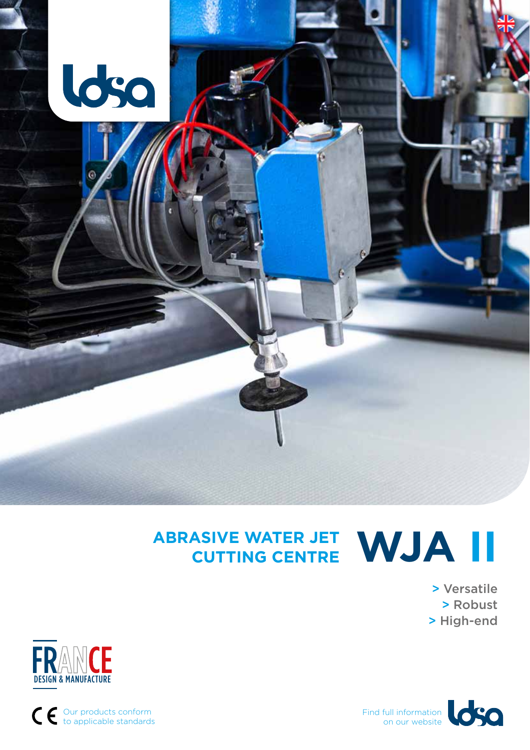# ABRASIVE WATER JET CUTTING CENTRE WJA II

> Versatile
> Robust
> High-end

FRANCE
DESIGN & MANUFACTURE

Our products conform to applicable standards

Find full information on our website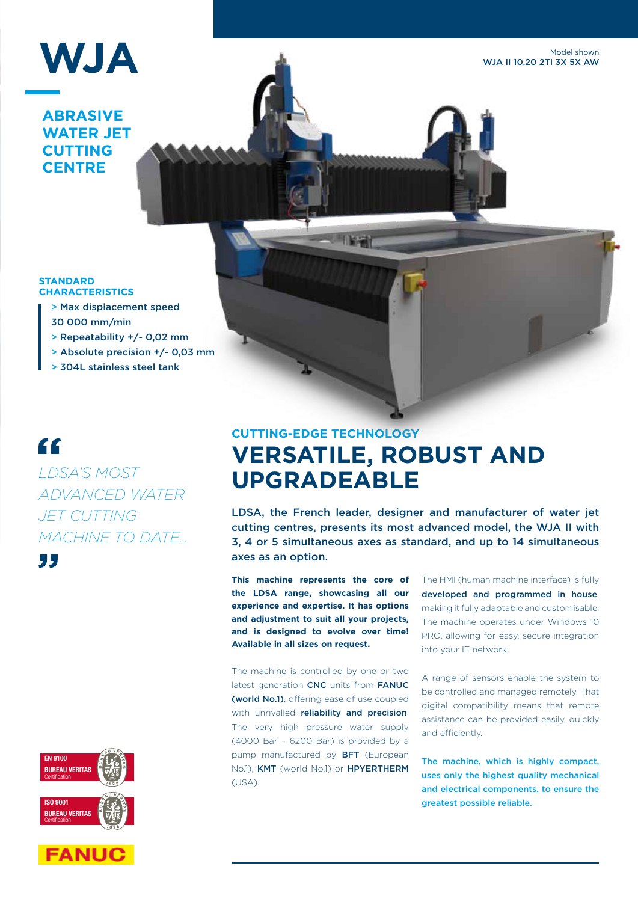# WJA

## ABRASIVE WATER JET CUTTING CENTRE

Model shown
WJA II 10.20 2TI 3X 5X AW

### STANDARD CHARACTERISTICS

- > Max displacement speed 30 000 mm/min
- > Repeatability +/- 0,02 mm
- > Absolute precision +/- 0,03 mm
- > 304L stainless steel tank

> *LDSA'S MOST ADVANCED WATER JET CUTTING MACHINE TO DATE...*

EN 9100
BUREAU VERITAS
Certification

ISO 9001
BUREAU VERITAS
Certification

FANUC

### CUTTING-EDGE TECHNOLOGY

## VERSATILE, ROBUST AND UPGRADEABLE

LDSA, the French leader, designer and manufacturer of water jet cutting centres, presents its most advanced model, the WJA II with 3, 4 or 5 simultaneous axes as standard, and up to 14 simultaneous axes as an option.

**This machine represents the core of the LDSA range, showcasing all our experience and expertise. It has options and adjustment to suit all your projects, and is designed to evolve over time! Available in all sizes on request.**

The machine is controlled by one or two latest generation **CNC** units from **FANUC (world No.1)**, offering ease of use coupled with unrivalled **reliability and precision**. The very high pressure water supply (4000 Bar – 6200 Bar) is provided by a pump manufactured by **BFT** (European No.1), **KMT** (world No.1) or **HPYERTHERM** (USA).

The HMI (human machine interface) is fully **developed and programmed in house**, making it fully adaptable and customisable. The machine operates under Windows 10 PRO, allowing for easy, secure integration into your IT network.

A range of sensors enable the system to be controlled and managed remotely. That digital compatibility means that remote assistance can be provided easily, quickly and efficiently.

**The machine, which is highly compact, uses only the highest quality mechanical and electrical components, to ensure the greatest possible reliable.**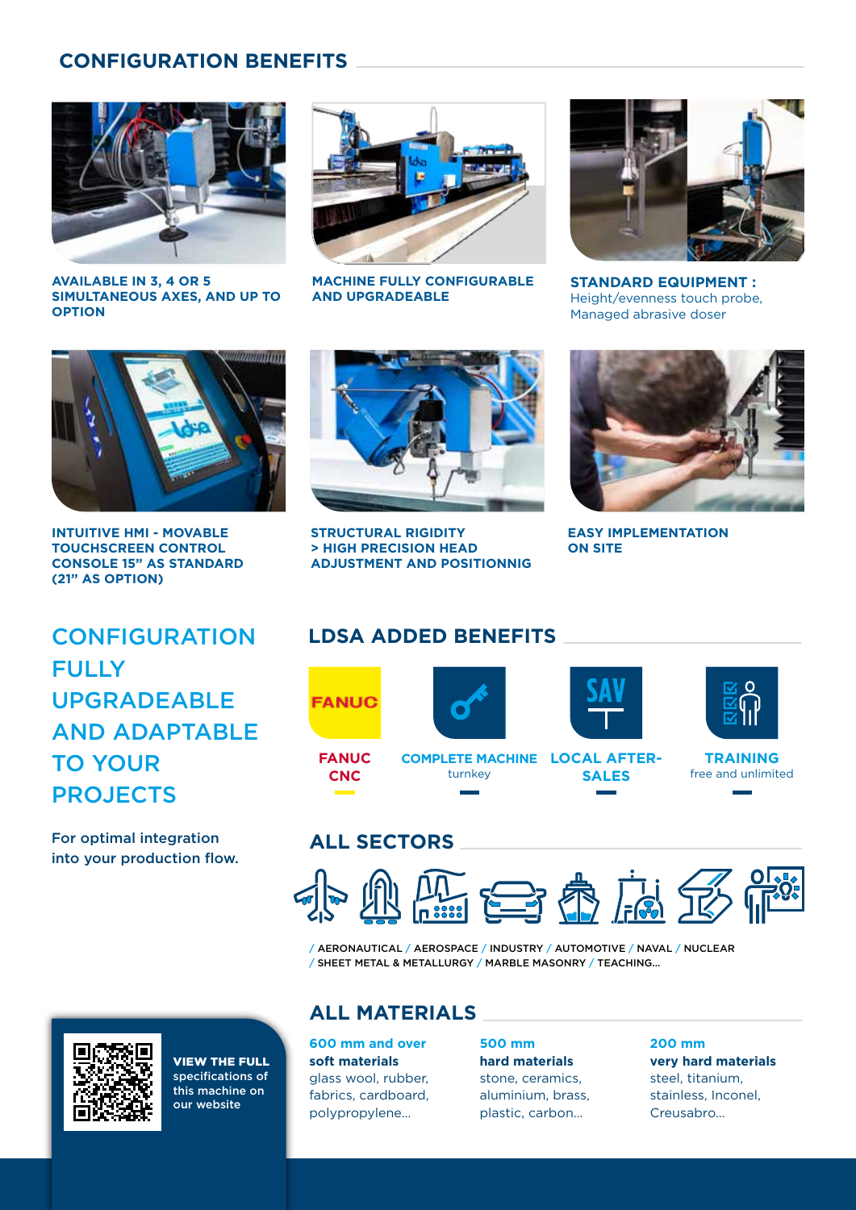## CONFIGURATION BENEFITS

**AVAILABLE IN 3, 4 OR 5 SIMULTANEOUS AXES, AND UP TO OPTION**

**MACHINE FULLY CONFIGURABLE AND UPGRADEABLE**

**STANDARD EQUIPMENT :**
Height/evenness touch probe,
Managed abrasive doser

**INTUITIVE HMI - MOVABLE TOUCHSCREEN CONTROL CONSOLE 15" AS STANDARD (21" AS OPTION)**

**STRUCTURAL RIGIDITY > HIGH PRECISION HEAD ADJUSTMENT AND POSITIONNIG**

**EASY IMPLEMENTATION ON SITE**

# CONFIGURATION FULLY UPGRADEABLE AND ADAPTABLE TO YOUR PROJECTS

For optimal integration into your production flow.

## LDSA ADDED BENEFITS

- **FANUC CNC**
- **COMPLETE MACHINE** turnkey
- **LOCAL AFTER-SALES**
- **TRAINING** free and unlimited

## ALL SECTORS

/ AERONAUTICAL / AEROSPACE / INDUSTRY / AUTOMOTIVE / NAVAL / NUCLEAR / SHEET METAL & METALLURGY / MARBLE MASONRY / TEACHING...

## ALL MATERIALS

**600 mm and over**
**soft materials**
glass wool, rubber, fabrics, cardboard, polypropylene...

**500 mm**
**hard materials**
stone, ceramics, aluminium, brass, plastic, carbon...

**200 mm**
**very hard materials**
steel, titanium, stainless, Inconel, Creusabro...

**VIEW THE FULL** specifications of this machine on our website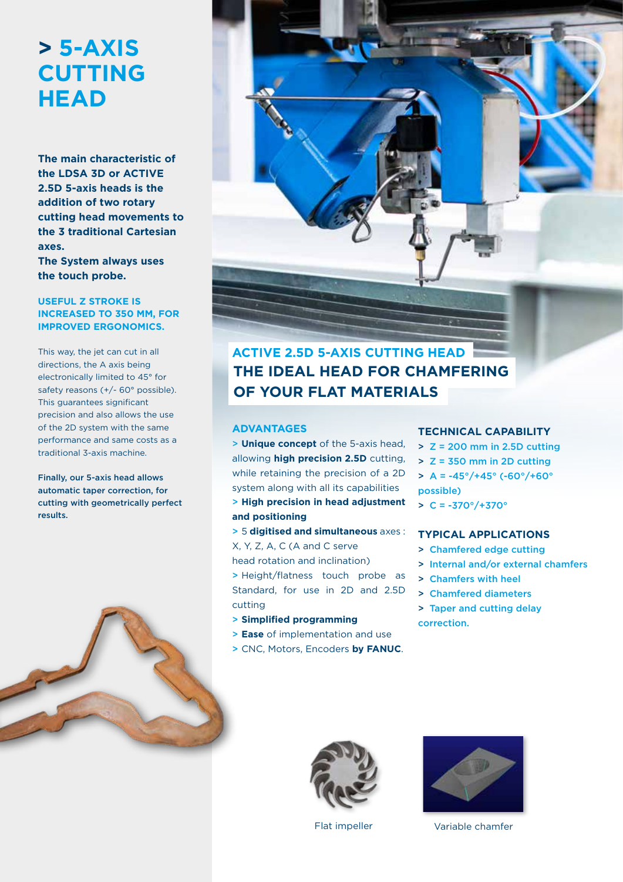# > 5-AXIS CUTTING HEAD

**The main characteristic of the LDSA 3D or ACTIVE 2.5D 5-axis heads is the addition of two rotary cutting head movements to the 3 traditional Cartesian axes.**
**The System always uses the touch probe.**

**USEFUL Z STROKE IS INCREASED TO 350 MM, FOR IMPROVED ERGONOMICS.**

This way, the jet can cut in all directions, the A axis being electronically limited to 45° for safety reasons (+/- 60° possible). This guarantees significant precision and also allows the use of the 2D system with the same performance and same costs as a traditional 3-axis machine.

**Finally, our 5-axis head allows automatic taper correction, for cutting with geometrically perfect results.**

## ACTIVE 2.5D 5-AXIS CUTTING HEAD
## THE IDEAL HEAD FOR CHAMFERING OF YOUR FLAT MATERIALS

### ADVANTAGES

> **Unique concept** of the 5-axis head, allowing **high precision 2.5D** cutting, while retaining the precision of a 2D system along with all its capabilities

> **High precision in head adjustment and positioning**

> 5 **digitised and simultaneous** axes : X, Y, Z, A, C (A and C serve head rotation and inclination)

> Height/flatness touch probe as Standard, for use in 2D and 2.5D cutting

> **Simplified programming**

> **Ease** of implementation and use

> CNC, Motors, Encoders **by FANUC**.

### TECHNICAL CAPABILITY

> Z = 200 mm in 2.5D cutting

> Z = 350 mm in 2D cutting

> A = -45°/+45° (-60°/+60° possible)

> C = -370°/+370°

### TYPICAL APPLICATIONS

> Chamfered edge cutting

> Internal and/or external chamfers

> Chamfers with heel

> Chamfered diameters

> Taper and cutting delay correction.

Flat impeller

Variable chamfer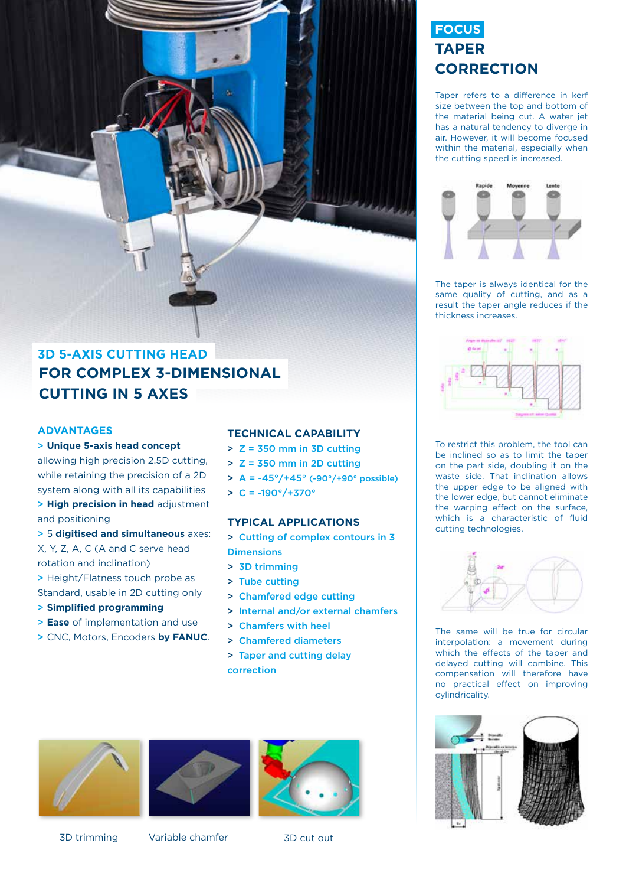## 3D 5-AXIS CUTTING HEAD

## FOR COMPLEX 3-DIMENSIONAL CUTTING IN 5 AXES

### ADVANTAGES

> **Unique 5-axis head concept** allowing high precision 2.5D cutting, while retaining the precision of a 2D system along with all its capabilities

> **High precision in head** adjustment and positioning

> 5 **digitised and simultaneous** axes: X, Y, Z, A, C (A and C serve head rotation and inclination)

> Height/Flatness touch probe as Standard, usable in 2D cutting only

> **Simplified programming**

> **Ease** of implementation and use

> CNC, Motors, Encoders **by FANUC**.

### TECHNICAL CAPABILITY

> Z = 350 mm in 3D cutting

> Z = 350 mm in 2D cutting

> A = -45°/+45° (-90°/+90° possible)

> C = -190°/+370°

### TYPICAL APPLICATIONS

> Cutting of complex contours in 3 Dimensions

> 3D trimming

> Tube cutting

> Chamfered edge cutting

> Internal and/or external chamfers

> Chamfers with heel

> Chamfered diameters

> Taper and cutting delay correction

3D trimming

Variable chamfer

3D cut out

## FOCUS
## TAPER CORRECTION

Taper refers to a difference in kerf size between the top and bottom of the material being cut. A water jet has a natural tendency to diverge in air. However, it will become focused within the material, especially when the cutting speed is increased.

The taper is always identical for the same quality of cutting, and as a result the taper angle reduces if the thickness increases.

To restrict this problem, the tool can be inclined so as to limit the taper on the part side, doubling it on the waste side. That inclination allows the upper edge to be aligned with the lower edge, but cannot eliminate the warping effect on the surface, which is a characteristic of fluid cutting technologies.

The same will be true for circular interpolation: a movement during which the effects of the taper and delayed cutting will combine. This compensation will therefore have no practical effect on improving cylindricality.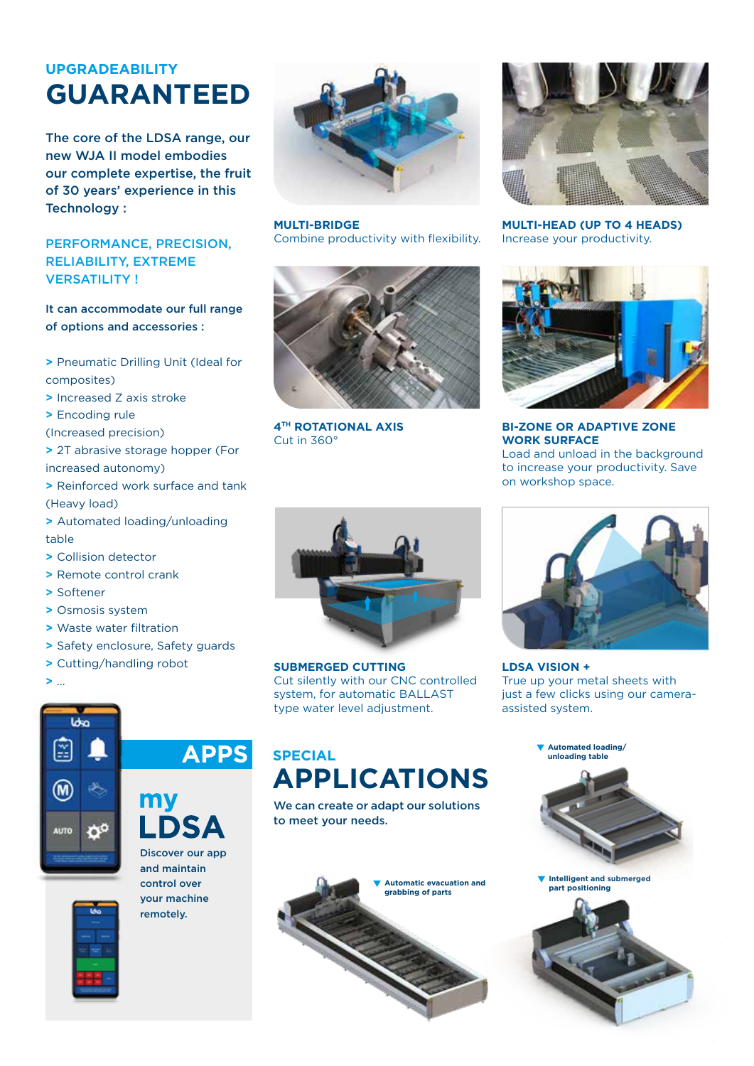## UPGRADEABILITY GUARANTEED

The core of the LDSA range, our new WJA II model embodies our complete expertise, the fruit of 30 years' experience in this Technology :

### PERFORMANCE, PRECISION, RELIABILITY, EXTREME VERSATILITY !

It can accommodate our full range of options and accessories :

> Pneumatic Drilling Unit (Ideal for composites)
> Increased Z axis stroke
> Encoding rule (Increased precision)
> 2T abrasive storage hopper (For increased autonomy)
> Reinforced work surface and tank (Heavy load)
> Automated loading/unloading table
> Collision detector
> Remote control crank
> Softener
> Osmosis system
> Waste water filtration
> Safety enclosure, Safety guards
> Cutting/handling robot
> ...

**MULTI-BRIDGE**
Combine productivity with flexibility.

**MULTI-HEAD (UP TO 4 HEADS)**
Increase your productivity.

**4TH ROTATIONAL AXIS**
Cut in 360°

**BI-ZONE OR ADAPTIVE ZONE WORK SURFACE**
Load and unload in the background to increase your productivity. Save on workshop space.

**SUBMERGED CUTTING**
Cut silently with our CNC controlled system, for automatic BALLAST type water level adjustment.

**LDSA VISION +**
True up your metal sheets with just a few clicks using our camera-assisted system.

## APPS

### my LDSA

Discover our app and maintain control over your machine remotely.

## SPECIAL APPLICATIONS

We can create or adapt our solutions to meet your needs.

▼ Automated loading/unloading table

▼ Automatic evacuation and grabbing of parts

▼ Intelligent and submerged part positioning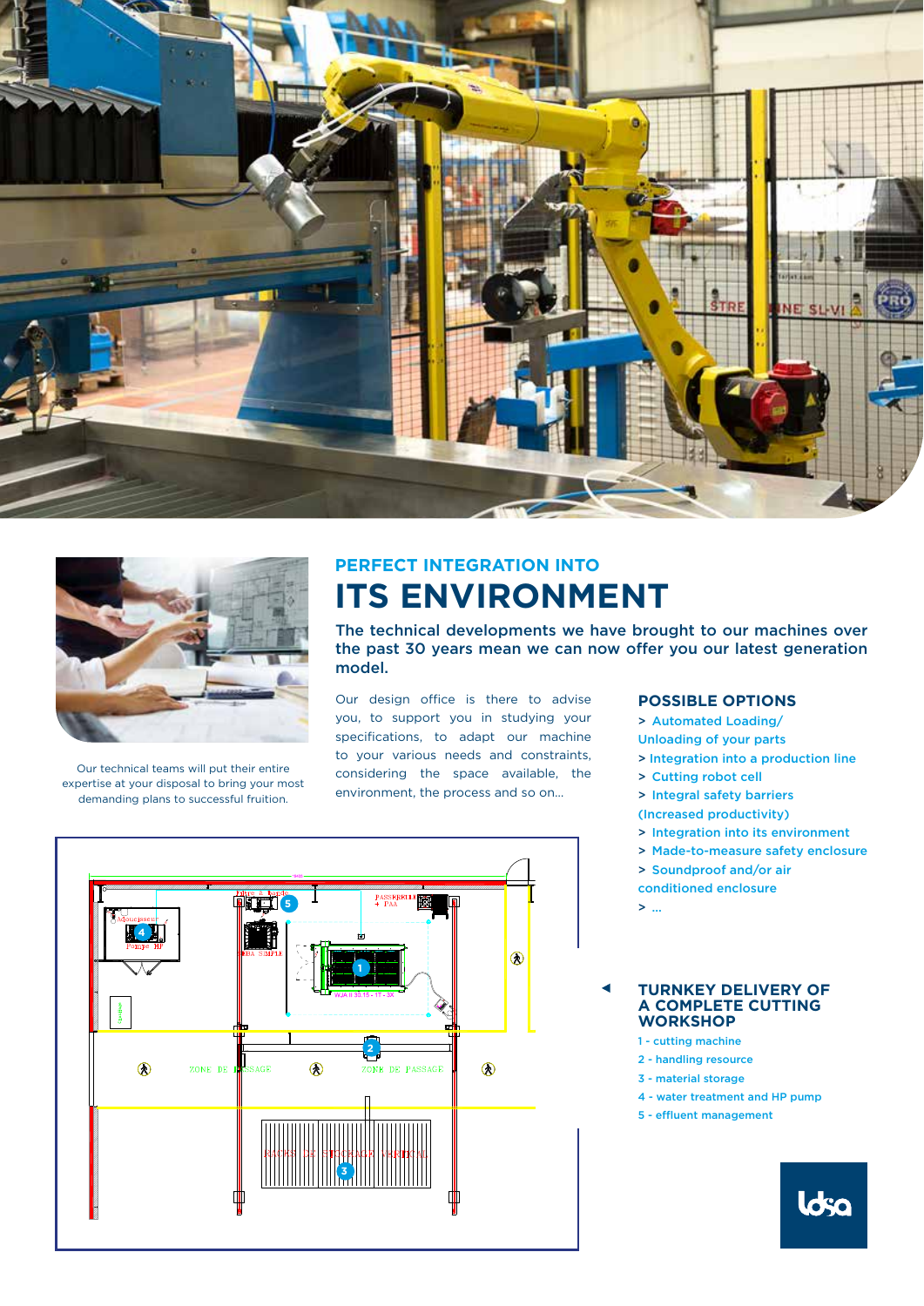Our technical teams will put their entire expertise at your disposal to bring your most demanding plans to successful fruition.

### PERFECT INTEGRATION INTO

# ITS ENVIRONMENT

**The technical developments we have brought to our machines over the past 30 years mean we can now offer you our latest generation model.**

Our design office is there to advise you, to support you in studying your specifications, to adapt our machine to your various needs and constraints, considering the space available, the environment, the process and so on...

## POSSIBLE OPTIONS

- > Automated Loading/ Unloading of your parts
- > Integration into a production line
- > Cutting robot cell
- > Integral safety barriers (Increased productivity)
- > Integration into its environment
- > Made-to-measure safety enclosure
- > Soundproof and/or air conditioned enclosure
- > ...

## TURNKEY DELIVERY OF A COMPLETE CUTTING WORKSHOP

1 - cutting machine
2 - handling resource
3 - material storage
4 - water treatment and HP pump
5 - effluent management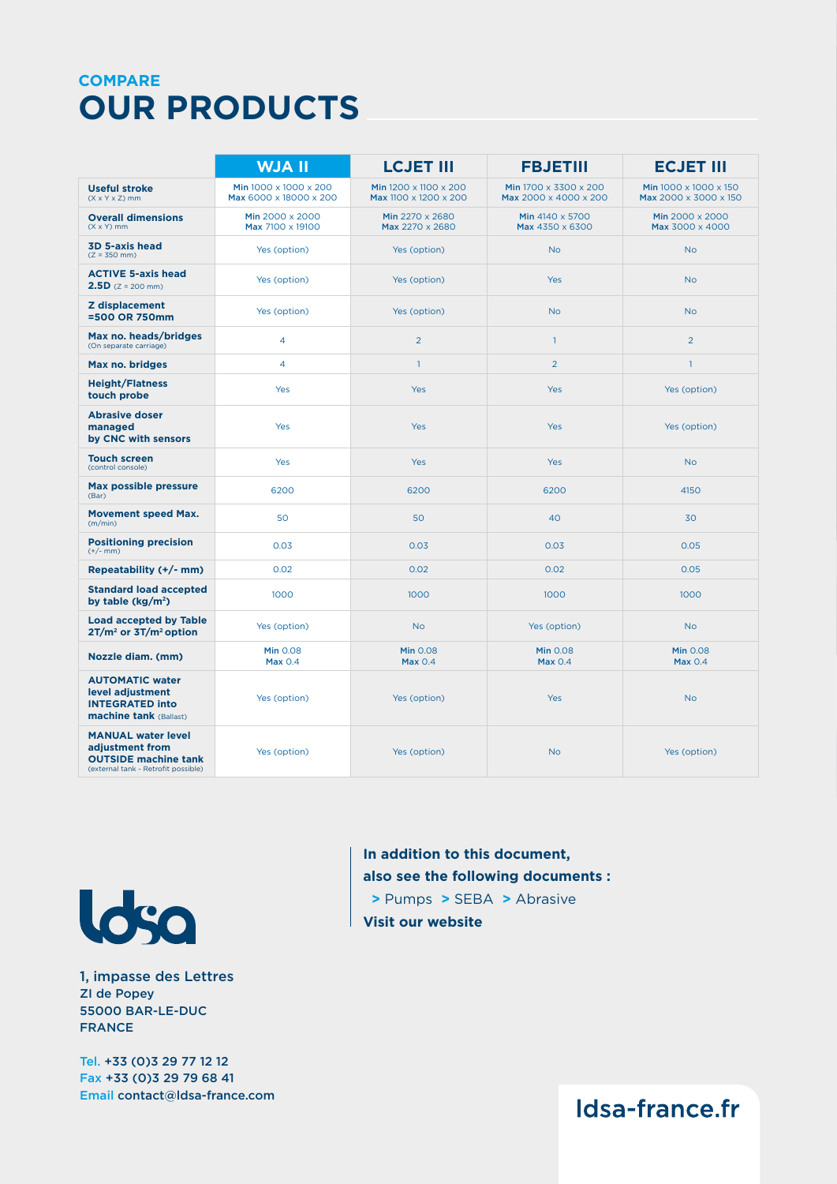**COMPARE**

# OUR PRODUCTS

| | WJA II | LCJET III | FBJETIII | ECJET III |
|---|---|---|---|---|
| **Useful stroke** (X x Y x Z) mm | **Min** 1000 x 1000 x 200 **Max** 6000 x 18000 x 200 | **Min** 1200 x 1100 x 200 **Max** 1100 x 1200 x 200 | **Min** 1700 x 3300 x 200 **Max** 2000 x 4000 x 200 | **Min** 1000 x 1000 x 150 **Max** 2000 x 3000 x 150 |
| **Overall dimensions** (X x Y) mm | **Min** 2000 x 2000 **Max** 7100 x 19100 | **Min** 2270 x 2680 **Max** 2270 x 2680 | **Min** 4140 x 5700 **Max** 4350 x 6300 | **Min** 2000 x 2000 **Max** 3000 x 4000 |
| **3D 5-axis head** (Z = 350 mm) | Yes (option) | Yes (option) | No | No |
| **ACTIVE 5-axis head 2.5D** (Z = 200 mm) | Yes (option) | Yes (option) | Yes | No |
| **Z displacement =500 OR 750mm** | Yes (option) | Yes (option) | No | No |
| **Max no. heads/bridges** (On separate carriage) | 4 | 2 | 1 | 2 |
| **Max no. bridges** | 4 | 1 | 2 | 1 |
| **Height/Flatness touch probe** | Yes | Yes | Yes | Yes (option) |
| **Abrasive doser managed by CNC with sensors** | Yes | Yes | Yes | Yes (option) |
| **Touch screen** (control console) | Yes | Yes | Yes | No |
| **Max possible pressure** (Bar) | 6200 | 6200 | 6200 | 4150 |
| **Movement speed Max.** (m/min) | 50 | 50 | 40 | 30 |
| **Positioning precision** (+/- mm) | 0.03 | 0.03 | 0.03 | 0.05 |
| **Repeatability (+/- mm)** | 0.02 | 0.02 | 0.02 | 0.05 |
| **Standard load accepted by table (kg/m²)** | 1000 | 1000 | 1000 | 1000 |
| **Load accepted by Table 2T/m² or 3T/m² option** | Yes (option) | No | Yes (option) | No |
| **Nozzle diam. (mm)** | **Min** 0.08 **Max** 0.4 | **Min** 0.08 **Max** 0.4 | **Min** 0.08 **Max** 0.4 | **Min** 0.08 **Max** 0.4 |
| **AUTOMATIC water level adjustment INTEGRATED into machine tank** (Ballast) | Yes (option) | Yes (option) | Yes | No |
| **MANUAL water level adjustment from OUTSIDE machine tank** (external tank - Retrofit possible) | Yes (option) | Yes (option) | No | Yes (option) |

**In addition to this document, also see the following documents :**

**>** Pumps **>** SEBA **>** Abrasive

**Visit our website**

ldsa

1, impasse des Lettres
ZI de Popey
55000 BAR-LE-DUC
FRANCE

Tel. +33 (0)3 29 77 12 12
Fax +33 (0)3 29 79 68 41
Email contact@ldsa-france.com

ldsa-france.fr